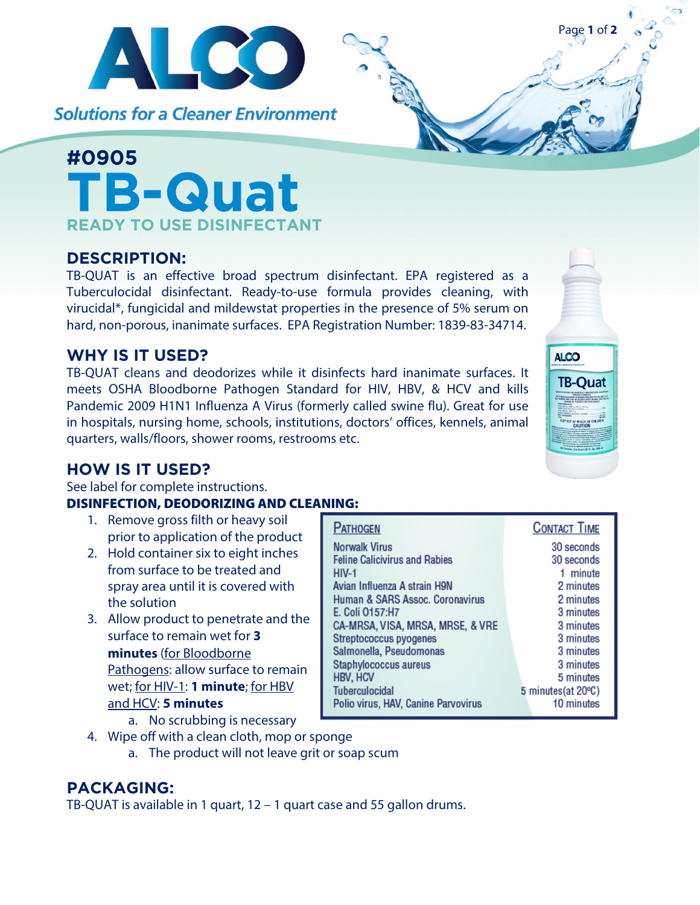**ALCO**

*Solutions for a Cleaner Environment*

# #0905 TB-Quat

**READY TO USE DISINFECTANT**

## DESCRIPTION:

TB-QUAT is an effective broad spectrum disinfectant. EPA registered as a Tuberculocidal disinfectant. Ready-to-use formula provides cleaning, with virucidal*, fungicidal and mildewstat properties in the presence of 5% serum on hard, non-porous, inanimate surfaces. EPA Registration Number: 1839-83-34714.

## WHY IS IT USED?

TB-QUAT cleans and deodorizes while it disinfects hard inanimate surfaces. It meets OSHA Bloodborne Pathogen Standard for HIV, HBV, & HCV and kills Pandemic 2009 H1N1 Influenza A Virus (formerly called swine flu). Great for use in hospitals, nursing home, schools, institutions, doctors' offices, kennels, animal quarters, walls/floors, shower rooms, restrooms etc.

## HOW IS IT USED?

See label for complete instructions.

### DISINFECTION, DEODORIZING AND CLEANING:

1. Remove gross filth or heavy soil prior to application of the product
2. Hold container six to eight inches from surface to be treated and spray area until it is covered with the solution
3. Allow product to penetrate and the surface to remain wet for **3 minutes** (for Bloodborne Pathogens: allow surface to remain wet; for HIV-1: **1 minute**; for HBV and HCV: **5 minutes**
   a. No scrubbing is necessary
4. Wipe off with a clean cloth, mop or sponge
   a. The product will not leave grit or soap scum

| Pathogen | Contact Time |
| --- | --- |
| Norwalk Virus | 30 seconds |
| Feline Calicivirus and Rabies | 30 seconds |
| HIV-1 | 1 minute |
| Avian Influenza A strain H9N | 2 minutes |
| Human & SARS Assoc. Coronavirus | 2 minutes |
| E. Coli O157:H7 | 3 minutes |
| CA-MRSA, VISA, MRSA, MRSE, & VRE | 3 minutes |
| Streptococcus pyogenes | 3 minutes |
| Salmonella, Pseudomonas | 3 minutes |
| Staphylococcus aureus | 3 minutes |
| HBV, HCV | 5 minutes |
| Tuberculocidal | 5 minutes(at 20°C) |
| Polio virus, HAV, Canine Parvovirus | 10 minutes |

## PACKAGING:

TB-QUAT is available in 1 quart, 12 – 1 quart case and 55 gallon drums.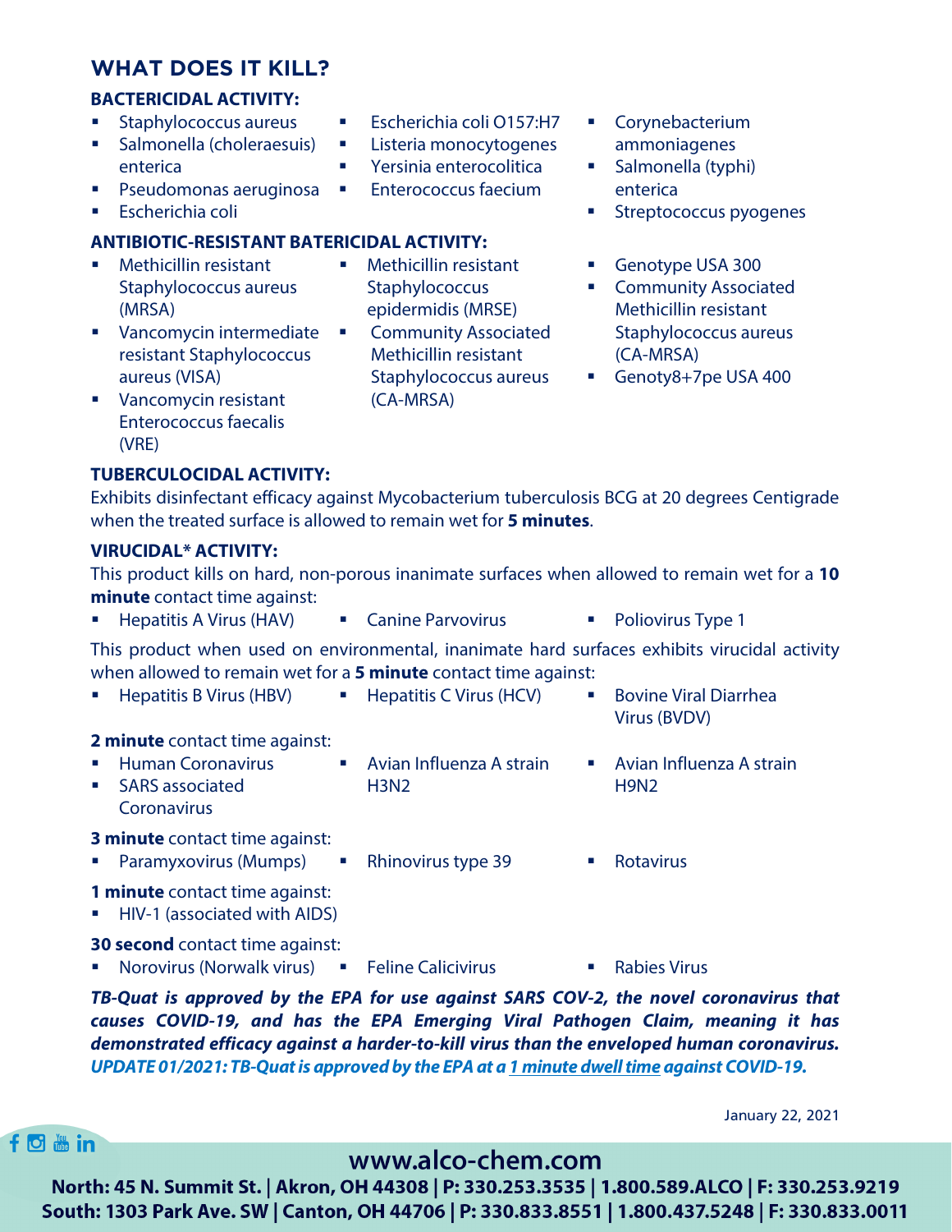## WHAT DOES IT KILL?

**BACTERICIDAL ACTIVITY:**

- Staphylococcus aureus
- Salmonella (choleraesuis) enterica
- Pseudomonas aeruginosa
- Escherichia coli
- Escherichia coli O157:H7
- Listeria monocytogenes
- Yersinia enterocolitica
- Enterococcus faecium
- Corynebacterium ammoniagenes
- Salmonella (typhi) enterica
- Streptococcus pyogenes

**ANTIBIOTIC-RESISTANT BATERICIDAL ACTIVITY:**

- Methicillin resistant Staphylococcus aureus (MRSA)
- Vancomycin intermediate resistant Staphylococcus aureus (VISA)
- Vancomycin resistant Enterococcus faecalis (VRE)
- Methicillin resistant Staphylococcus epidermidis (MRSE)
- Community Associated Methicillin resistant Staphylococcus aureus (CA-MRSA)
- Genotype USA 300
- Community Associated Methicillin resistant Staphylococcus aureus (CA-MRSA)
- Genoty8+7pe USA 400

**TUBERCULOCIDAL ACTIVITY:**

Exhibits disinfectant efficacy against Mycobacterium tuberculosis BCG at 20 degrees Centigrade when the treated surface is allowed to remain wet for **5 minutes**.

**VIRUCIDAL* ACTIVITY:**

This product kills on hard, non-porous inanimate surfaces when allowed to remain wet for a **10 minute** contact time against:

- Hepatitis A Virus (HAV)
- Canine Parvovirus
- Poliovirus Type 1

This product when used on environmental, inanimate hard surfaces exhibits virucidal activity when allowed to remain wet for a **5 minute** contact time against:

- Hepatitis B Virus (HBV)
- Hepatitis C Virus (HCV)
- Bovine Viral Diarrhea Virus (BVDV)

**2 minute** contact time against:

- Human Coronavirus
- SARS associated Coronavirus
- Avian Influenza A strain H3N2
- Avian Influenza A strain H9N2

**3 minute** contact time against:

- Paramyxovirus (Mumps)
- Rhinovirus type 39
- Rotavirus

**1 minute** contact time against:

- HIV-1 (associated with AIDS)

**30 second** contact time against:

- Norovirus (Norwalk virus)
- Feline Calicivirus
- Rabies Virus

***TB-Quat is approved by the EPA for use against SARS COV-2, the novel coronavirus that causes COVID-19, and has the EPA Emerging Viral Pathogen Claim, meaning it has demonstrated efficacy against a harder-to-kill virus than the enveloped human coronavirus.***
***UPDATE 01/2021: TB-Quat is approved by the EPA at a 1 minute dwell time against COVID-19.***

January 22, 2021

**www.alco-chem.com**

**North: 45 N. Summit St. | Akron, OH 44308 | P: 330.253.3535 | 1.800.589.ALCO | F: 330.253.9219**
**South: 1303 Park Ave. SW | Canton, OH 44706 | P: 330.833.8551 | 1.800.437.5248 | F: 330.833.0011**